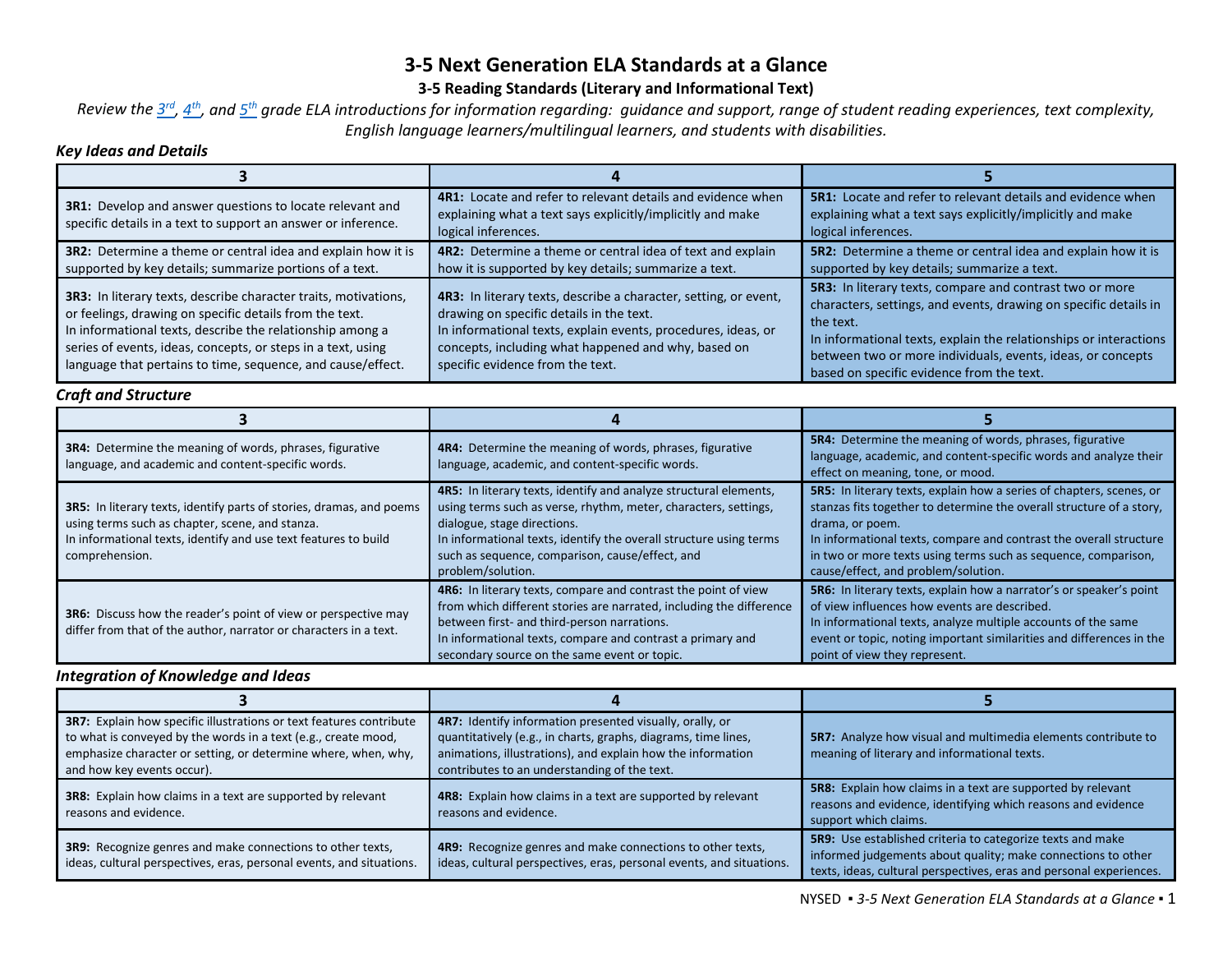# 3-5 Next Generation ELA Standards at a Glance

## 3-5 Reading Standards (Literary and Informational Text)

*Review the 3rd, 4th, and 5th grade ELA introductions for information regarding: guidance and support, range of student reading experiences, text complexity, English language learners/multilingual learners, and students with disabilities.*

### *Key Ideas and Details*

| 3 | 4 | 5 |
|---|---|---|
| **3R1:** Develop and answer questions to locate relevant and specific details in a text to support an answer or inference. | **4R1:** Locate and refer to relevant details and evidence when explaining what a text says explicitly/implicitly and make logical inferences. | **5R1:** Locate and refer to relevant details and evidence when explaining what a text says explicitly/implicitly and make logical inferences. |
| **3R2:** Determine a theme or central idea and explain how it is supported by key details; summarize portions of a text. | **4R2:** Determine a theme or central idea of text and explain how it is supported by key details; summarize a text. | **5R2:** Determine a theme or central idea and explain how it is supported by key details; summarize a text. |
| **3R3:** In literary texts, describe character traits, motivations, or feelings, drawing on specific details from the text.<br>In informational texts, describe the relationship among a series of events, ideas, concepts, or steps in a text, using language that pertains to time, sequence, and cause/effect. | **4R3:** In literary texts, describe a character, setting, or event, drawing on specific details in the text.<br>In informational texts, explain events, procedures, ideas, or concepts, including what happened and why, based on specific evidence from the text. | **5R3:** In literary texts, compare and contrast two or more characters, settings, and events, drawing on specific details in the text.<br>In informational texts, explain the relationships or interactions between two or more individuals, events, ideas, or concepts based on specific evidence from the text. |

### *Craft and Structure*

| 3 | 4 | 5 |
|---|---|---|
| **3R4:** Determine the meaning of words, phrases, figurative language, and academic and content-specific words. | **4R4:** Determine the meaning of words, phrases, figurative language, academic, and content-specific words. | **5R4:** Determine the meaning of words, phrases, figurative language, academic, and content-specific words and analyze their effect on meaning, tone, or mood. |
| **3R5:** In literary texts, identify parts of stories, dramas, and poems using terms such as chapter, scene, and stanza.<br>In informational texts, identify and use text features to build comprehension. | **4R5:** In literary texts, identify and analyze structural elements, using terms such as verse, rhythm, meter, characters, settings, dialogue, stage directions.<br>In informational texts, identify the overall structure using terms such as sequence, comparison, cause/effect, and problem/solution. | **5R5:** In literary texts, explain how a series of chapters, scenes, or stanzas fits together to determine the overall structure of a story, drama, or poem.<br>In informational texts, compare and contrast the overall structure in two or more texts using terms such as sequence, comparison, cause/effect, and problem/solution. |
| **3R6:** Discuss how the reader's point of view or perspective may differ from that of the author, narrator or characters in a text. | **4R6:** In literary texts, compare and contrast the point of view from which different stories are narrated, including the difference between first- and third-person narrations.<br>In informational texts, compare and contrast a primary and secondary source on the same event or topic. | **5R6:** In literary texts, explain how a narrator's or speaker's point of view influences how events are described.<br>In informational texts, analyze multiple accounts of the same event or topic, noting important similarities and differences in the point of view they represent. |

### *Integration of Knowledge and Ideas*

| 3 | 4 | 5 |
|---|---|---|
| **3R7:** Explain how specific illustrations or text features contribute to what is conveyed by the words in a text (e.g., create mood, emphasize character or setting, or determine where, when, why, and how key events occur). | **4R7:** Identify information presented visually, orally, or quantitatively (e.g., in charts, graphs, diagrams, time lines, animations, illustrations), and explain how the information contributes to an understanding of the text. | **5R7:** Analyze how visual and multimedia elements contribute to meaning of literary and informational texts. |
| **3R8:** Explain how claims in a text are supported by relevant reasons and evidence. | **4R8:** Explain how claims in a text are supported by relevant reasons and evidence. | **5R8:** Explain how claims in a text are supported by relevant reasons and evidence, identifying which reasons and evidence support which claims. |
| **3R9:** Recognize genres and make connections to other texts, ideas, cultural perspectives, eras, personal events, and situations. | **4R9:** Recognize genres and make connections to other texts, ideas, cultural perspectives, eras, personal events, and situations. | **5R9:** Use established criteria to categorize texts and make informed judgements about quality; make connections to other texts, ideas, cultural perspectives, eras and personal experiences. |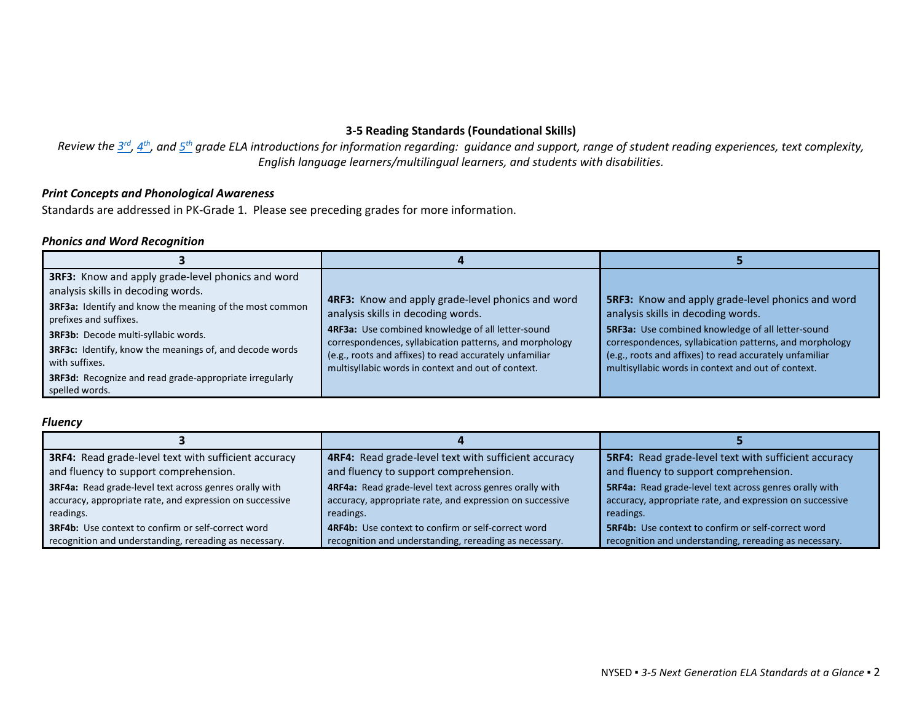## 3-5 Reading Standards (Foundational Skills)

*Review the 3rd, 4th, and 5th grade ELA introductions for information regarding: guidance and support, range of student reading experiences, text complexity, English language learners/multilingual learners, and students with disabilities.*

### *Print Concepts and Phonological Awareness*

Standards are addressed in PK-Grade 1. Please see preceding grades for more information.

### *Phonics and Word Recognition*

| 3 | 4 | 5 |
|---|---|---|
| **3RF3:** Know and apply grade-level phonics and word analysis skills in decoding words.<br>**3RF3a:** Identify and know the meaning of the most common prefixes and suffixes.<br>**3RF3b:** Decode multi-syllabic words.<br>**3RF3c:** Identify, know the meanings of, and decode words with suffixes.<br>**3RF3d:** Recognize and read grade-appropriate irregularly spelled words. | **4RF3:** Know and apply grade-level phonics and word analysis skills in decoding words.<br>**4RF3a:** Use combined knowledge of all letter-sound correspondences, syllabication patterns, and morphology (e.g., roots and affixes) to read accurately unfamiliar multisyllabic words in context and out of context. | **5RF3:** Know and apply grade-level phonics and word analysis skills in decoding words.<br>**5RF3a:** Use combined knowledge of all letter-sound correspondences, syllabication patterns, and morphology (e.g., roots and affixes) to read accurately unfamiliar multisyllabic words in context and out of context. |

### *Fluency*

| 3 | 4 | 5 |
|---|---|---|
| **3RF4:** Read grade-level text with sufficient accuracy and fluency to support comprehension.<br>**3RF4a:** Read grade-level text across genres orally with accuracy, appropriate rate, and expression on successive readings.<br>**3RF4b:** Use context to confirm or self-correct word recognition and understanding, rereading as necessary. | **4RF4:** Read grade-level text with sufficient accuracy and fluency to support comprehension.<br>**4RF4a:** Read grade-level text across genres orally with accuracy, appropriate rate, and expression on successive readings.<br>**4RF4b:** Use context to confirm or self-correct word recognition and understanding, rereading as necessary. | **5RF4:** Read grade-level text with sufficient accuracy and fluency to support comprehension.<br>**5RF4a:** Read grade-level text across genres orally with accuracy, appropriate rate, and expression on successive readings.<br>**5RF4b:** Use context to confirm or self-correct word recognition and understanding, rereading as necessary. |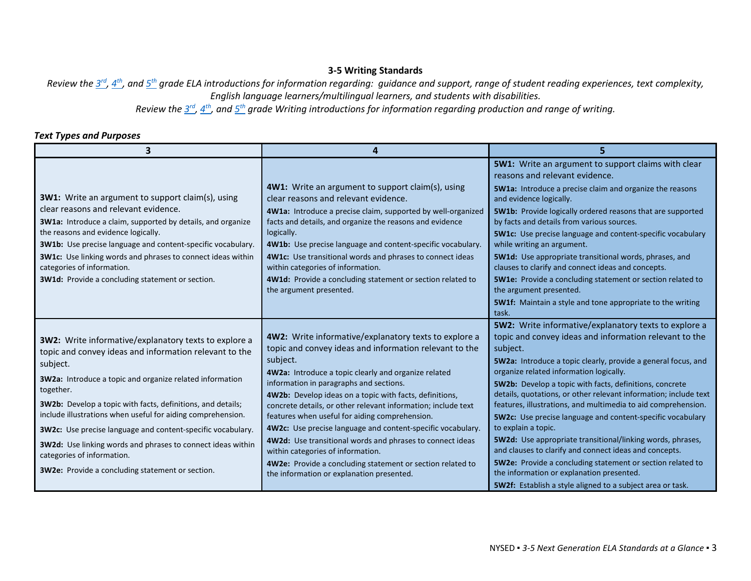## 3-5 Writing Standards

*Review the 3rd, 4th, and 5th grade ELA introductions for information regarding: guidance and support, range of student reading experiences, text complexity, English language learners/multilingual learners, and students with disabilities.*

*Review the 3rd, 4th, and 5th grade Writing introductions for information regarding production and range of writing.*

### *Text Types and Purposes*

| 3 | 4 | 5 |
|---|---|---|
| **3W1:** Write an argument to support claim(s), using clear reasons and relevant evidence.<br>**3W1a:** Introduce a claim, supported by details, and organize the reasons and evidence logically.<br>**3W1b:** Use precise language and content-specific vocabulary.<br>**3W1c:** Use linking words and phrases to connect ideas within categories of information.<br>**3W1d:** Provide a concluding statement or section. | **4W1:** Write an argument to support claim(s), using clear reasons and relevant evidence.<br>**4W1a:** Introduce a precise claim, supported by well-organized facts and details, and organize the reasons and evidence logically.<br>**4W1b:** Use precise language and content-specific vocabulary.<br>**4W1c:** Use transitional words and phrases to connect ideas within categories of information.<br>**4W1d:** Provide a concluding statement or section related to the argument presented. | **5W1:** Write an argument to support claims with clear reasons and relevant evidence.<br>**5W1a:** Introduce a precise claim and organize the reasons and evidence logically.<br>**5W1b:** Provide logically ordered reasons that are supported by facts and details from various sources.<br>**5W1c:** Use precise language and content-specific vocabulary while writing an argument.<br>**5W1d:** Use appropriate transitional words, phrases, and clauses to clarify and connect ideas and concepts.<br>**5W1e:** Provide a concluding statement or section related to the argument presented.<br>**5W1f:** Maintain a style and tone appropriate to the writing task. |
| **3W2:** Write informative/explanatory texts to explore a topic and convey ideas and information relevant to the subject.<br>**3W2a:** Introduce a topic and organize related information together.<br>**3W2b:** Develop a topic with facts, definitions, and details; include illustrations when useful for aiding comprehension.<br>**3W2c:** Use precise language and content-specific vocabulary.<br>**3W2d:** Use linking words and phrases to connect ideas within categories of information.<br>**3W2e:** Provide a concluding statement or section. | **4W2:** Write informative/explanatory texts to explore a topic and convey ideas and information relevant to the subject.<br>**4W2a:** Introduce a topic clearly and organize related information in paragraphs and sections.<br>**4W2b:** Develop ideas on a topic with facts, definitions, concrete details, or other relevant information; include text features when useful for aiding comprehension.<br>**4W2c:** Use precise language and content-specific vocabulary.<br>**4W2d:** Use transitional words and phrases to connect ideas within categories of information.<br>**4W2e:** Provide a concluding statement or section related to the information or explanation presented. | **5W2:** Write informative/explanatory texts to explore a topic and convey ideas and information relevant to the subject.<br>**5W2a:** Introduce a topic clearly, provide a general focus, and organize related information logically.<br>**5W2b:** Develop a topic with facts, definitions, concrete details, quotations, or other relevant information; include text features, illustrations, and multimedia to aid comprehension.<br>**5W2c:** Use precise language and content-specific vocabulary to explain a topic.<br>**5W2d:** Use appropriate transitional/linking words, phrases, and clauses to clarify and connect ideas and concepts.<br>**5W2e:** Provide a concluding statement or section related to the information or explanation presented.<br>**5W2f:** Establish a style aligned to a subject area or task. |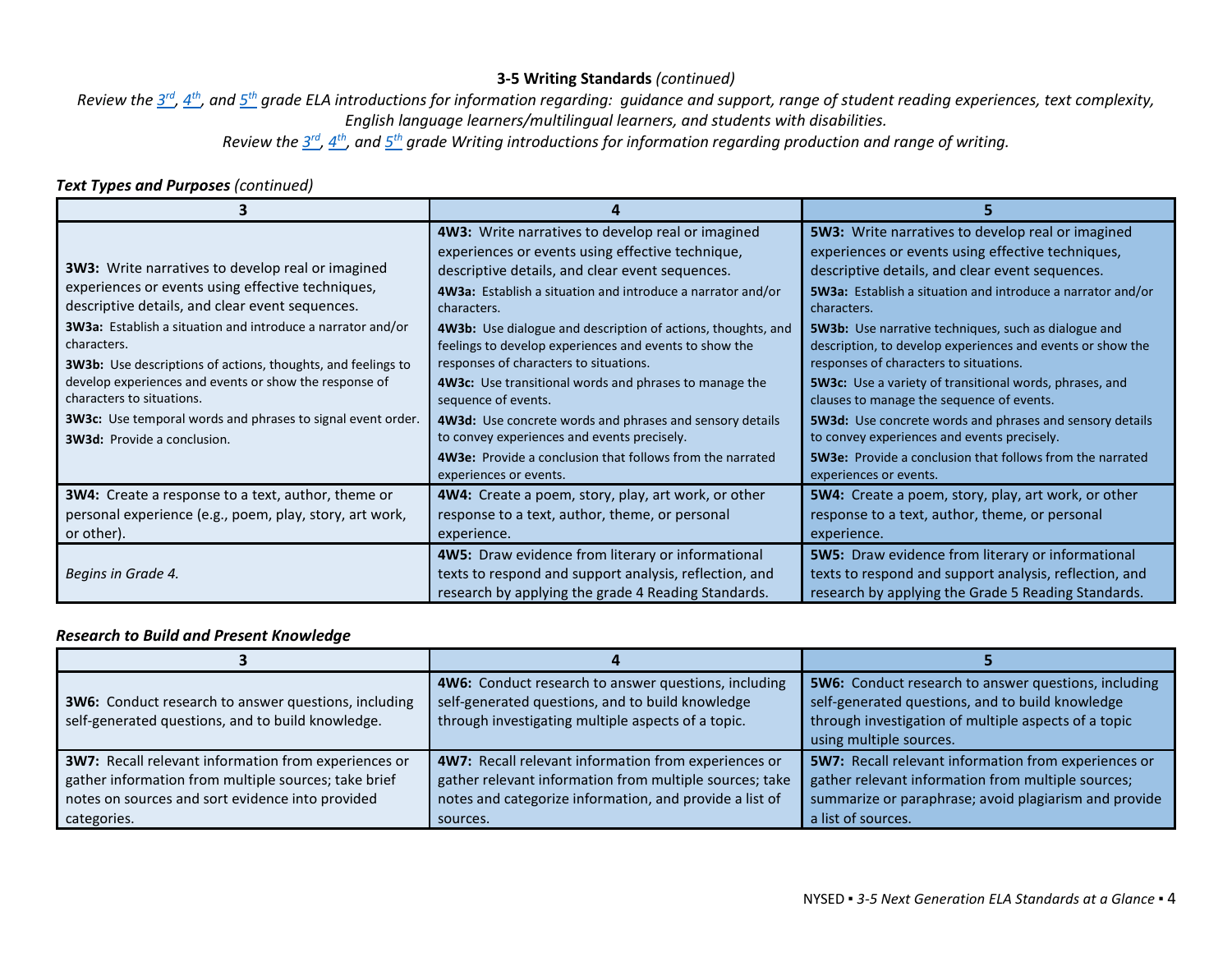**3-5 Writing Standards** *(continued)*

*Review the 3rd, 4th, and 5th grade ELA introductions for information regarding: guidance and support, range of student reading experiences, text complexity, English language learners/multilingual learners, and students with disabilities.*

*Review the 3rd, 4th, and 5th grade Writing introductions for information regarding production and range of writing.*

***Text Types and Purposes*** *(continued)*

| 3 | 4 | 5 |
|---|---|---|
| **3W3:** Write narratives to develop real or imagined experiences or events using effective techniques, descriptive details, and clear event sequences.<br>**3W3a:** Establish a situation and introduce a narrator and/or characters.<br>**3W3b:** Use descriptions of actions, thoughts, and feelings to develop experiences and events or show the response of characters to situations.<br>**3W3c:** Use temporal words and phrases to signal event order.<br>**3W3d:** Provide a conclusion. | **4W3:** Write narratives to develop real or imagined experiences or events using effective technique, descriptive details, and clear event sequences.<br>**4W3a:** Establish a situation and introduce a narrator and/or characters.<br>**4W3b:** Use dialogue and description of actions, thoughts, and feelings to develop experiences and events to show the responses of characters to situations.<br>**4W3c:** Use transitional words and phrases to manage the sequence of events.<br>**4W3d:** Use concrete words and phrases and sensory details to convey experiences and events precisely.<br>**4W3e:** Provide a conclusion that follows from the narrated experiences or events. | **5W3:** Write narratives to develop real or imagined experiences or events using effective techniques, descriptive details, and clear event sequences.<br>**5W3a:** Establish a situation and introduce a narrator and/or characters.<br>**5W3b:** Use narrative techniques, such as dialogue and description, to develop experiences and events or show the responses of characters to situations.<br>**5W3c:** Use a variety of transitional words, phrases, and clauses to manage the sequence of events.<br>**5W3d:** Use concrete words and phrases and sensory details to convey experiences and events precisely.<br>**5W3e:** Provide a conclusion that follows from the narrated experiences or events. |
| **3W4:** Create a response to a text, author, theme or personal experience (e.g., poem, play, story, art work, or other). | **4W4:** Create a poem, story, play, art work, or other response to a text, author, theme, or personal experience. | **5W4:** Create a poem, story, play, art work, or other response to a text, author, theme, or personal experience. |
| *Begins in Grade 4.* | **4W5:** Draw evidence from literary or informational texts to respond and support analysis, reflection, and research by applying the grade 4 Reading Standards. | **5W5:** Draw evidence from literary or informational texts to respond and support analysis, reflection, and research by applying the Grade 5 Reading Standards. |

***Research to Build and Present Knowledge***

| 3 | 4 | 5 |
|---|---|---|
| **3W6:** Conduct research to answer questions, including self-generated questions, and to build knowledge. | **4W6:** Conduct research to answer questions, including self-generated questions, and to build knowledge through investigating multiple aspects of a topic. | **5W6:** Conduct research to answer questions, including self-generated questions, and to build knowledge through investigation of multiple aspects of a topic using multiple sources. |
| **3W7:** Recall relevant information from experiences or gather information from multiple sources; take brief notes on sources and sort evidence into provided categories. | **4W7:** Recall relevant information from experiences or gather relevant information from multiple sources; take notes and categorize information, and provide a list of sources. | **5W7:** Recall relevant information from experiences or gather relevant information from multiple sources; summarize or paraphrase; avoid plagiarism and provide a list of sources. |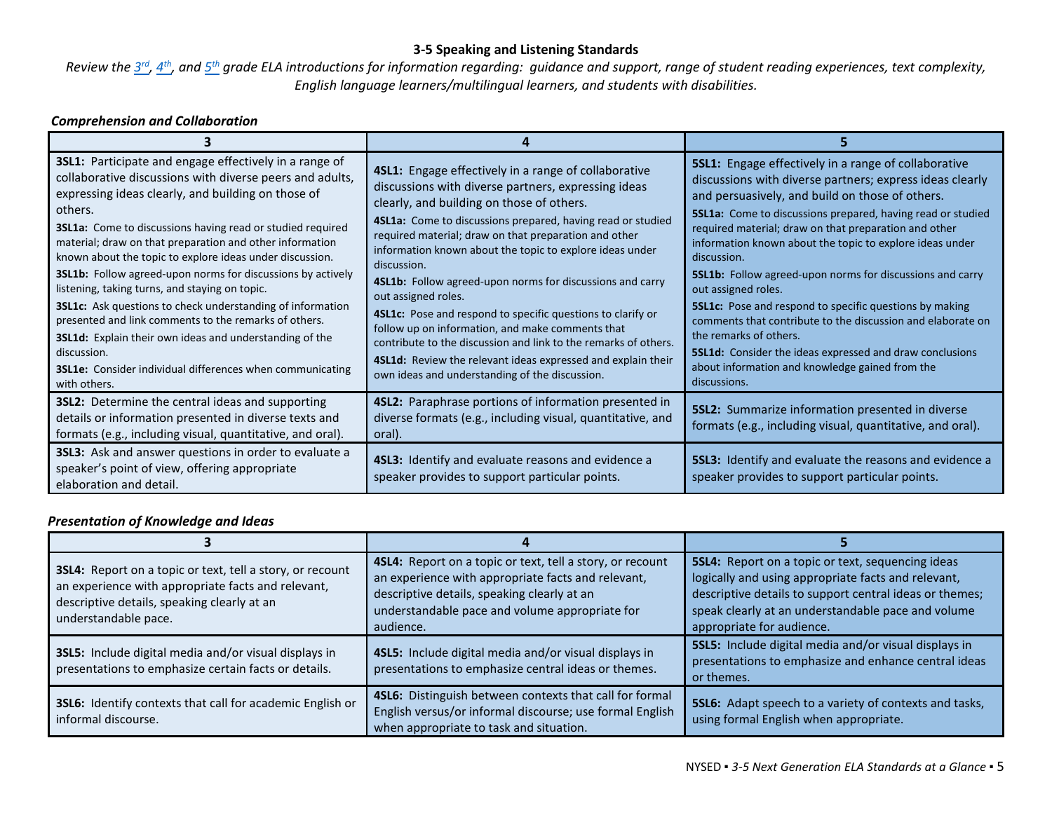# 3-5 Speaking and Listening Standards

*Review the [3rd], [4th], and [5th] grade ELA introductions for information regarding: guidance and support, range of student reading experiences, text complexity, English language learners/multilingual learners, and students with disabilities.*

### *Comprehension and Collaboration*

| 3 | 4 | 5 |
|---|---|---|
| **3SL1:** Participate and engage effectively in a range of collaborative discussions with diverse peers and adults, expressing ideas clearly, and building on those of others.<br>**3SL1a:** Come to discussions having read or studied required material; draw on that preparation and other information known about the topic to explore ideas under discussion.<br>**3SL1b:** Follow agreed-upon norms for discussions by actively listening, taking turns, and staying on topic.<br>**3SL1c:** Ask questions to check understanding of information presented and link comments to the remarks of others.<br>**3SL1d:** Explain their own ideas and understanding of the discussion.<br>**3SL1e:** Consider individual differences when communicating with others. | **4SL1:** Engage effectively in a range of collaborative discussions with diverse partners, expressing ideas clearly, and building on those of others.<br>**4SL1a:** Come to discussions prepared, having read or studied required material; draw on that preparation and other information known about the topic to explore ideas under discussion.<br>**4SL1b:** Follow agreed-upon norms for discussions and carry out assigned roles.<br>**4SL1c:** Pose and respond to specific questions to clarify or follow up on information, and make comments that contribute to the discussion and link to the remarks of others.<br>**4SL1d:** Review the relevant ideas expressed and explain their own ideas and understanding of the discussion. | **5SL1:** Engage effectively in a range of collaborative discussions with diverse partners; express ideas clearly and persuasively, and build on those of others.<br>**5SL1a:** Come to discussions prepared, having read or studied required material; draw on that preparation and other information known about the topic to explore ideas under discussion.<br>**5SL1b:** Follow agreed-upon norms for discussions and carry out assigned roles.<br>**5SL1c:** Pose and respond to specific questions by making comments that contribute to the discussion and elaborate on the remarks of others.<br>**5SL1d:** Consider the ideas expressed and draw conclusions about information and knowledge gained from the discussions. |
| **3SL2:** Determine the central ideas and supporting details or information presented in diverse texts and formats (e.g., including visual, quantitative, and oral). | **4SL2:** Paraphrase portions of information presented in diverse formats (e.g., including visual, quantitative, and oral). | **5SL2:** Summarize information presented in diverse formats (e.g., including visual, quantitative, and oral). |
| **3SL3:** Ask and answer questions in order to evaluate a speaker's point of view, offering appropriate elaboration and detail. | **4SL3:** Identify and evaluate reasons and evidence a speaker provides to support particular points. | **5SL3:** Identify and evaluate the reasons and evidence a speaker provides to support particular points. |

### *Presentation of Knowledge and Ideas*

| 3 | 4 | 5 |
|---|---|---|
| **3SL4:** Report on a topic or text, tell a story, or recount an experience with appropriate facts and relevant, descriptive details, speaking clearly at an understandable pace. | **4SL4:** Report on a topic or text, tell a story, or recount an experience with appropriate facts and relevant, descriptive details, speaking clearly at an understandable pace and volume appropriate for audience. | **5SL4:** Report on a topic or text, sequencing ideas logically and using appropriate facts and relevant, descriptive details to support central ideas or themes; speak clearly at an understandable pace and volume appropriate for audience. |
| **3SL5:** Include digital media and/or visual displays in presentations to emphasize certain facts or details. | **4SL5:** Include digital media and/or visual displays in presentations to emphasize central ideas or themes. | **5SL5:** Include digital media and/or visual displays in presentations to emphasize and enhance central ideas or themes. |
| **3SL6:** Identify contexts that call for academic English or informal discourse. | **4SL6:** Distinguish between contexts that call for formal English versus/or informal discourse; use formal English when appropriate to task and situation. | **5SL6:** Adapt speech to a variety of contexts and tasks, using formal English when appropriate. |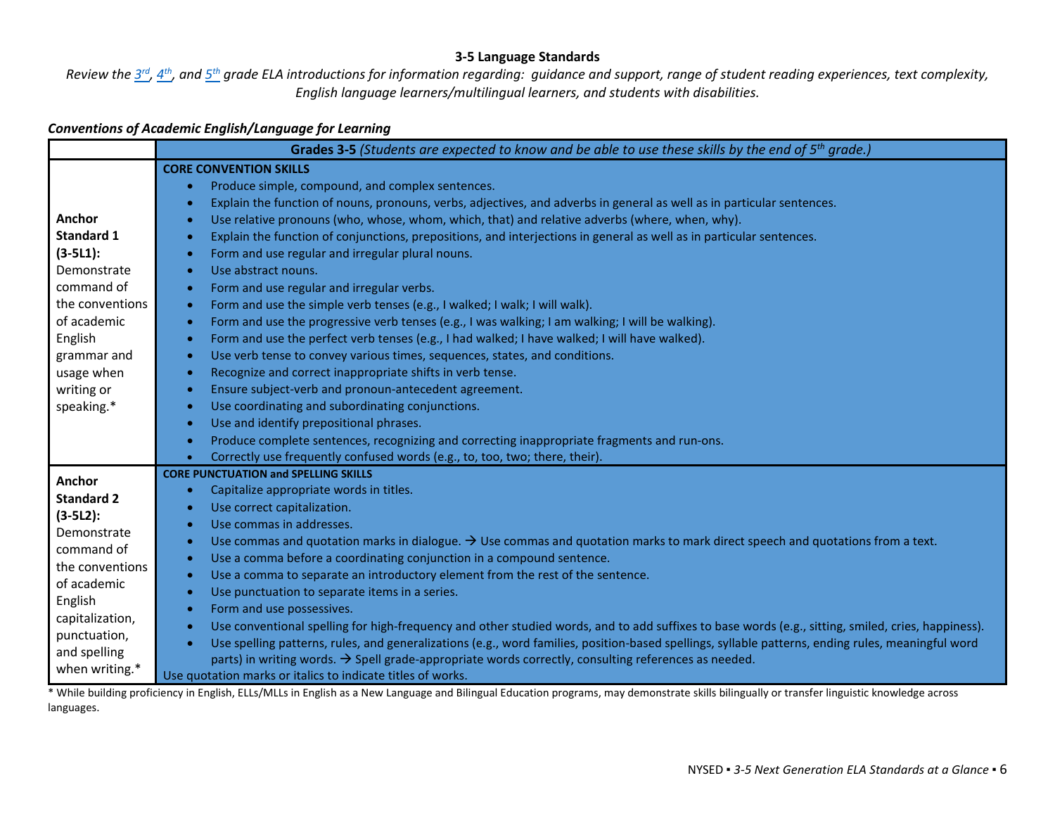# 3-5 Language Standards

*Review the [3rd], [4th], and [5th] grade ELA introductions for information regarding: guidance and support, range of student reading experiences, text complexity, English language learners/multilingual learners, and students with disabilities.*

### *Conventions of Academic English/Language for Learning*

| | **Grades 3-5** *(Students are expected to know and be able to use these skills by the end of 5th grade.)* |
|---|---|
| **Anchor Standard 1 (3-5L1):** Demonstrate command of the conventions of academic English grammar and usage when writing or speaking.* | **CORE CONVENTION SKILLS**<br>• Produce simple, compound, and complex sentences.<br>• Explain the function of nouns, pronouns, verbs, adjectives, and adverbs in general as well as in particular sentences.<br>• Use relative pronouns (who, whose, whom, which, that) and relative adverbs (where, when, why).<br>• Explain the function of conjunctions, prepositions, and interjections in general as well as in particular sentences.<br>• Form and use regular and irregular plural nouns.<br>• Use abstract nouns.<br>• Form and use regular and irregular verbs.<br>• Form and use the simple verb tenses (e.g., I walked; I walk; I will walk).<br>• Form and use the progressive verb tenses (e.g., I was walking; I am walking; I will be walking).<br>• Form and use the perfect verb tenses (e.g., I had walked; I have walked; I will have walked).<br>• Use verb tense to convey various times, sequences, states, and conditions.<br>• Recognize and correct inappropriate shifts in verb tense.<br>• Ensure subject-verb and pronoun-antecedent agreement.<br>• Use coordinating and subordinating conjunctions.<br>• Use and identify prepositional phrases.<br>• Produce complete sentences, recognizing and correcting inappropriate fragments and run-ons.<br>• Correctly use frequently confused words (e.g., to, too, two; there, their). |
| **Anchor Standard 2 (3-5L2):** Demonstrate command of the conventions of academic English capitalization, punctuation, and spelling when writing.* | **CORE PUNCTUATION and SPELLING SKILLS**<br>• Capitalize appropriate words in titles.<br>• Use correct capitalization.<br>• Use commas in addresses.<br>• Use commas and quotation marks in dialogue. → Use commas and quotation marks to mark direct speech and quotations from a text.<br>• Use a comma before a coordinating conjunction in a compound sentence.<br>• Use a comma to separate an introductory element from the rest of the sentence.<br>• Use punctuation to separate items in a series.<br>• Form and use possessives.<br>• Use conventional spelling for high-frequency and other studied words, and to add suffixes to base words (e.g., sitting, smiled, cries, happiness).<br>• Use spelling patterns, rules, and generalizations (e.g., word families, position-based spellings, syllable patterns, ending rules, meaningful word parts) in writing words. → Spell grade-appropriate words correctly, consulting references as needed.<br>Use quotation marks or italics to indicate titles of works. |

* While building proficiency in English, ELLs/MLLs in English as a New Language and Bilingual Education programs, may demonstrate skills bilingually or transfer linguistic knowledge across languages.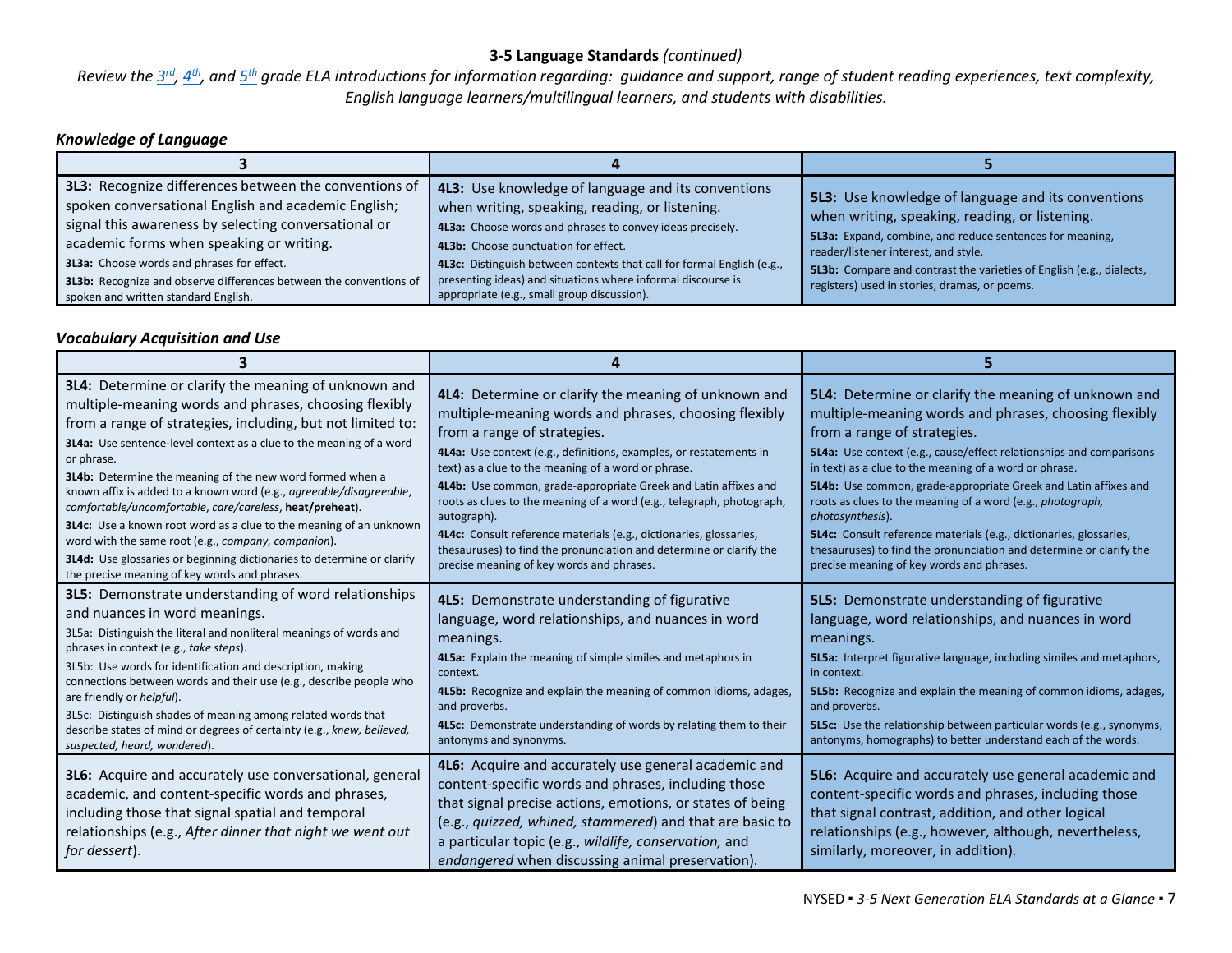**3-5 Language Standards** *(continued)*

*Review the 3rd, 4th, and 5th grade ELA introductions for information regarding: guidance and support, range of student reading experiences, text complexity, English language learners/multilingual learners, and students with disabilities.*

### *Knowledge of Language*

| 3 | 4 | 5 |
|---|---|---|
| **3L3:** Recognize differences between the conventions of spoken conversational English and academic English; signal this awareness by selecting conversational or academic forms when speaking or writing. **3L3a:** Choose words and phrases for effect. **3L3b:** Recognize and observe differences between the conventions of spoken and written standard English. | **4L3:** Use knowledge of language and its conventions when writing, speaking, reading, or listening. **4L3a:** Choose words and phrases to convey ideas precisely. **4L3b:** Choose punctuation for effect. **4L3c:** Distinguish between contexts that call for formal English (e.g., presenting ideas) and situations where informal discourse is appropriate (e.g., small group discussion). | **5L3:** Use knowledge of language and its conventions when writing, speaking, reading, or listening. **5L3a:** Expand, combine, and reduce sentences for meaning, reader/listener interest, and style. **5L3b:** Compare and contrast the varieties of English (e.g., dialects, registers) used in stories, dramas, or poems. |

### *Vocabulary Acquisition and Use*

| 3 | 4 | 5 |
|---|---|---|
| **3L4:** Determine or clarify the meaning of unknown and multiple-meaning words and phrases, choosing flexibly from a range of strategies, including, but not limited to: **3L4a:** Use sentence-level context as a clue to the meaning of a word or phrase. **3L4b:** Determine the meaning of the new word formed when a known affix is added to a known word (e.g., *agreeable/disagreeable*, *comfortable/uncomfortable*, *care/careless*, **heat/preheat**). **3L4c:** Use a known root word as a clue to the meaning of an unknown word with the same root (e.g., *company, companion*). **3L4d:** Use glossaries or beginning dictionaries to determine or clarify the precise meaning of key words and phrases. | **4L4:** Determine or clarify the meaning of unknown and multiple-meaning words and phrases, choosing flexibly from a range of strategies. **4L4a:** Use context (e.g., definitions, examples, or restatements in text) as a clue to the meaning of a word or phrase. **4L4b:** Use common, grade-appropriate Greek and Latin affixes and roots as clues to the meaning of a word (e.g., telegraph, photograph, autograph). **4L4c:** Consult reference materials (e.g., dictionaries, glossaries, thesauruses) to find the pronunciation and determine or clarify the precise meaning of key words and phrases. | **5L4:** Determine or clarify the meaning of unknown and multiple-meaning words and phrases, choosing flexibly from a range of strategies. **5L4a:** Use context (e.g., cause/effect relationships and comparisons in text) as a clue to the meaning of a word or phrase. **5L4b:** Use common, grade-appropriate Greek and Latin affixes and roots as clues to the meaning of a word (e.g., *photograph, photosynthesis*). **5L4c:** Consult reference materials (e.g., dictionaries, glossaries, thesauruses) to find the pronunciation and determine or clarify the precise meaning of key words and phrases. |
| **3L5:** Demonstrate understanding of word relationships and nuances in word meanings. 3L5a: Distinguish the literal and nonliteral meanings of words and phrases in context (e.g., *take steps*). 3L5b: Use words for identification and description, making connections between words and their use (e.g., describe people who are friendly or *helpful*). 3L5c: Distinguish shades of meaning among related words that describe states of mind or degrees of certainty (e.g., *knew, believed, suspected, heard, wondered*). | **4L5:** Demonstrate understanding of figurative language, word relationships, and nuances in word meanings. **4L5a:** Explain the meaning of simple similes and metaphors in context. **4L5b:** Recognize and explain the meaning of common idioms, adages, and proverbs. **4L5c:** Demonstrate understanding of words by relating them to their antonyms and synonyms. | **5L5:** Demonstrate understanding of figurative language, word relationships, and nuances in word meanings. **5L5a:** Interpret figurative language, including similes and metaphors, in context. **5L5b:** Recognize and explain the meaning of common idioms, adages, and proverbs. **5L5c:** Use the relationship between particular words (e.g., synonyms, antonyms, homographs) to better understand each of the words. |
| **3L6:** Acquire and accurately use conversational, general academic, and content-specific words and phrases, including those that signal spatial and temporal relationships (e.g., *After dinner that night we went out for dessert*). | **4L6:** Acquire and accurately use general academic and content-specific words and phrases, including those that signal precise actions, emotions, or states of being (e.g., *quizzed, whined, stammered*) and that are basic to a particular topic (e.g., *wildlife, conservation,* and *endangered* when discussing animal preservation). | **5L6:** Acquire and accurately use general academic and content-specific words and phrases, including those that signal contrast, addition, and other logical relationships (e.g., however, although, nevertheless, similarly, moreover, in addition). |